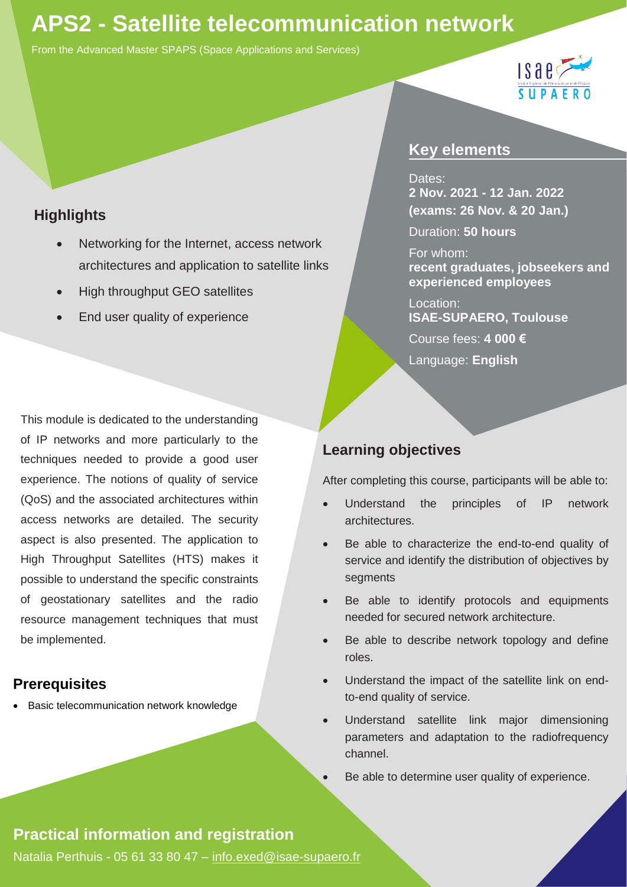# APS2 - Satellite telecommunication network

From the Advanced Master SPAPS (Space Applications and Services)

## Highlights

- Networking for the Internet, access network architectures and application to satellite links
- High throughput GEO satellites
- End user quality of experience

## Key elements

Dates:
**2 Nov. 2021 - 12 Jan. 2022**
**(exams: 26 Nov. & 20 Jan.)**

Duration: **50 hours**

For whom:
**recent graduates, jobseekers and experienced employees**

Location:
**ISAE-SUPAERO, Toulouse**

Course fees: **4 000 €**

Language: **English**

This module is dedicated to the understanding of IP networks and more particularly to the techniques needed to provide a good user experience. The notions of quality of service (QoS) and the associated architectures within access networks are detailed. The security aspect is also presented. The application to High Throughput Satellites (HTS) makes it possible to understand the specific constraints of geostationary satellites and the radio resource management techniques that must be implemented.

## Prerequisites

- Basic telecommunication network knowledge

## Learning objectives

After completing this course, participants will be able to:

- Understand the principles of IP network architectures.
- Be able to characterize the end-to-end quality of service and identify the distribution of objectives by segments
- Be able to identify protocols and equipments needed for secured network architecture.
- Be able to describe network topology and define roles.
- Understand the impact of the satellite link on end-to-end quality of service.
- Understand satellite link major dimensioning parameters and adaptation to the radiofrequency channel.
- Be able to determine user quality of experience.

## Practical information and registration

Natalia Perthuis - 05 61 33 80 47 – info.exed@isae-supaero.fr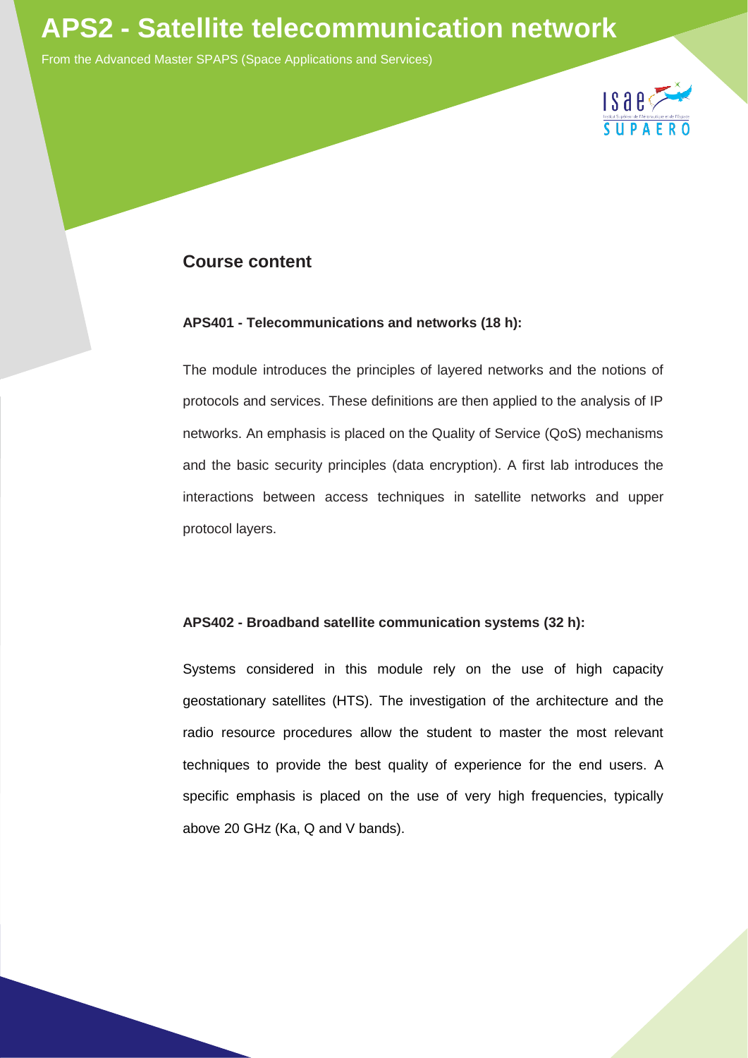# APS2 - Satellite telecommunication network

From the Advanced Master SPAPS (Space Applications and Services)

## Course content

### APS401 - Telecommunications and networks (18 h):

The module introduces the principles of layered networks and the notions of protocols and services. These definitions are then applied to the analysis of IP networks. An emphasis is placed on the Quality of Service (QoS) mechanisms and the basic security principles (data encryption). A first lab introduces the interactions between access techniques in satellite networks and upper protocol layers.

### APS402 - Broadband satellite communication systems (32 h):

Systems considered in this module rely on the use of high capacity geostationary satellites (HTS). The investigation of the architecture and the radio resource procedures allow the student to master the most relevant techniques to provide the best quality of experience for the end users. A specific emphasis is placed on the use of very high frequencies, typically above 20 GHz (Ka, Q and V bands).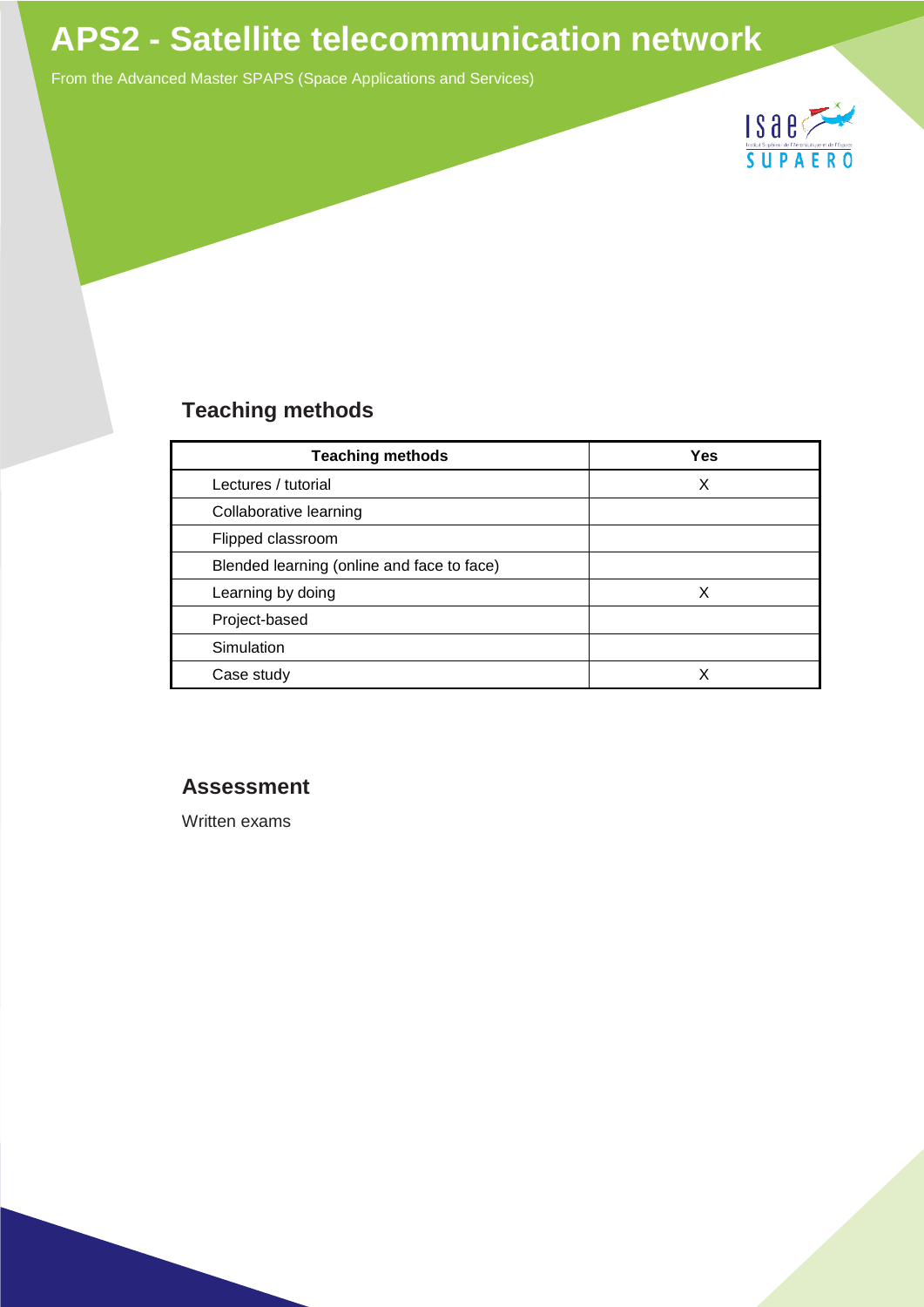# APS2 - Satellite telecommunication network

From the Advanced Master SPAPS (Space Applications and Services)

## Teaching methods

| Teaching methods | Yes |
|---|---|
| Lectures / tutorial | X |
| Collaborative learning | |
| Flipped classroom | |
| Blended learning (online and face to face) | |
| Learning by doing | X |
| Project-based | |
| Simulation | |
| Case study | X |

## Assessment

Written exams